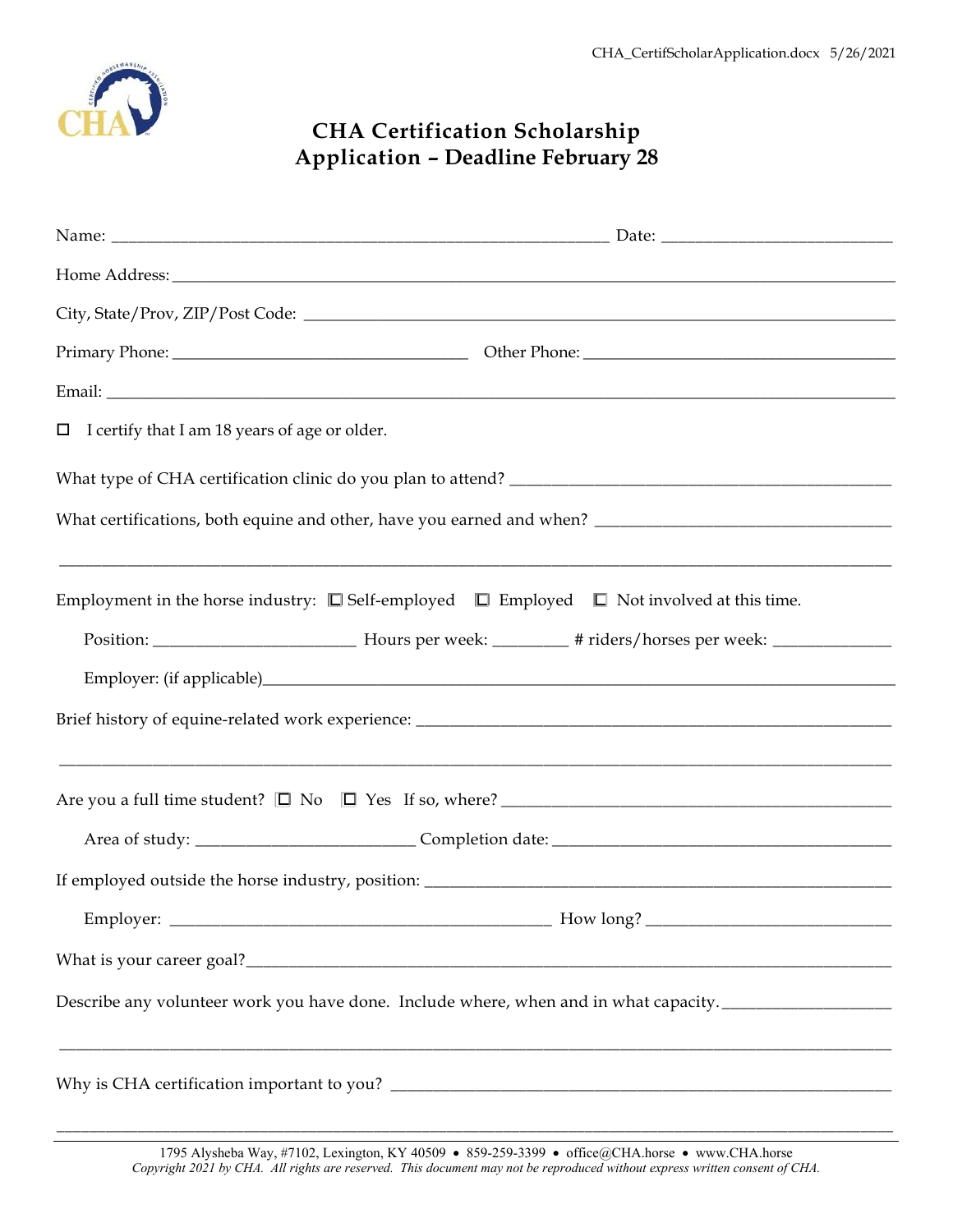# CHA Certification Scholarship Application – Deadline February 28

Name: ____________________________________________ Date: ____________________

Home Address: ________________________________________________________________

City, State/Prov, ZIP/Post Code: _____________________________________________

Primary Phone: __________________________ Other Phone: ___________________________

Email: _______________________________________________________________________

☐ I certify that I am 18 years of age or older.

What type of CHA certification clinic do you plan to attend? _________________________________

What certifications, both equine and other, have you earned and when? ________________________

_______________________________________________________________________________

Employment in the horse industry: ☐ Self-employed ☐ Employed ☐ Not involved at this time.

Position: _________________ Hours per week: _______ # riders/horses per week: __________

Employer: (if applicable)_________________________________________________________

Brief history of equine-related work experience: ___________________________________________

_______________________________________________________________________________

Are you a full time student? ☐ No ☐ Yes If so, where? _______________________________________

Area of study: __________________ Completion date: ____________________________

If employed outside the horse industry, position: ___________________________________________

Employer: ________________________________ How long? _____________________

What is your career goal?_____________________________________________________________

Describe any volunteer work you have done. Include where, when and in what capacity. _____________

_______________________________________________________________________________

Why is CHA certification important to you? _______________________________________________

_______________________________________________________________________________

1795 Alysheba Way, #7102, Lexington, KY 40509 • 859-259-3399 • office@CHA.horse • www.CHA.horse

*Copyright 2021 by CHA. All rights are reserved. This document may not be reproduced without express written consent of CHA.*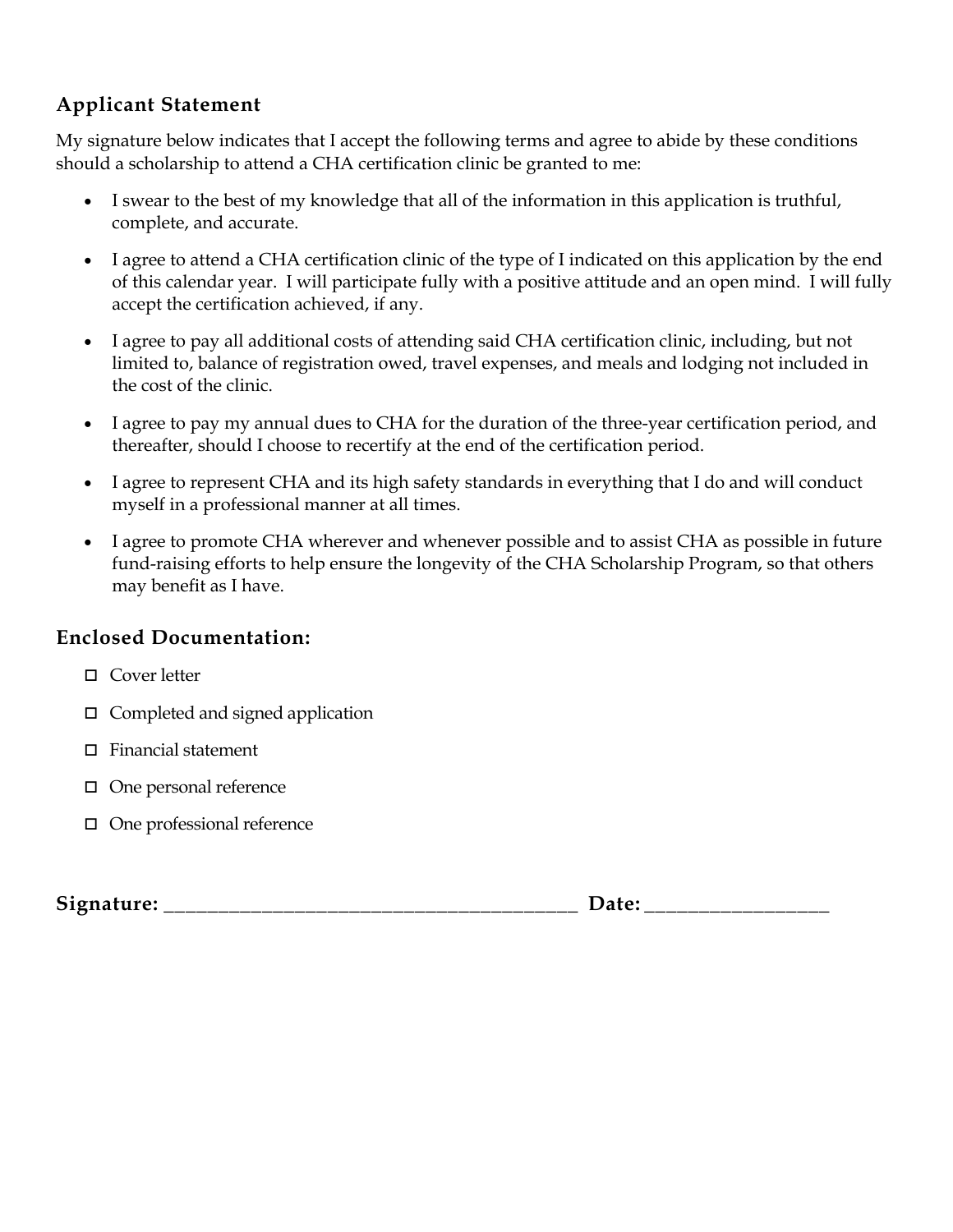## Applicant Statement

My signature below indicates that I accept the following terms and agree to abide by these conditions should a scholarship to attend a CHA certification clinic be granted to me:

- I swear to the best of my knowledge that all of the information in this application is truthful, complete, and accurate.
- I agree to attend a CHA certification clinic of the type of I indicated on this application by the end of this calendar year. I will participate fully with a positive attitude and an open mind. I will fully accept the certification achieved, if any.
- I agree to pay all additional costs of attending said CHA certification clinic, including, but not limited to, balance of registration owed, travel expenses, and meals and lodging not included in the cost of the clinic.
- I agree to pay my annual dues to CHA for the duration of the three-year certification period, and thereafter, should I choose to recertify at the end of the certification period.
- I agree to represent CHA and its high safety standards in everything that I do and will conduct myself in a professional manner at all times.
- I agree to promote CHA wherever and whenever possible and to assist CHA as possible in future fund-raising efforts to help ensure the longevity of the CHA Scholarship Program, so that others may benefit as I have.

## Enclosed Documentation:

- ☐ Cover letter
- ☐ Completed and signed application
- ☐ Financial statement
- ☐ One personal reference
- ☐ One professional reference

**Signature:** __________________________________________ **Date:** __________________